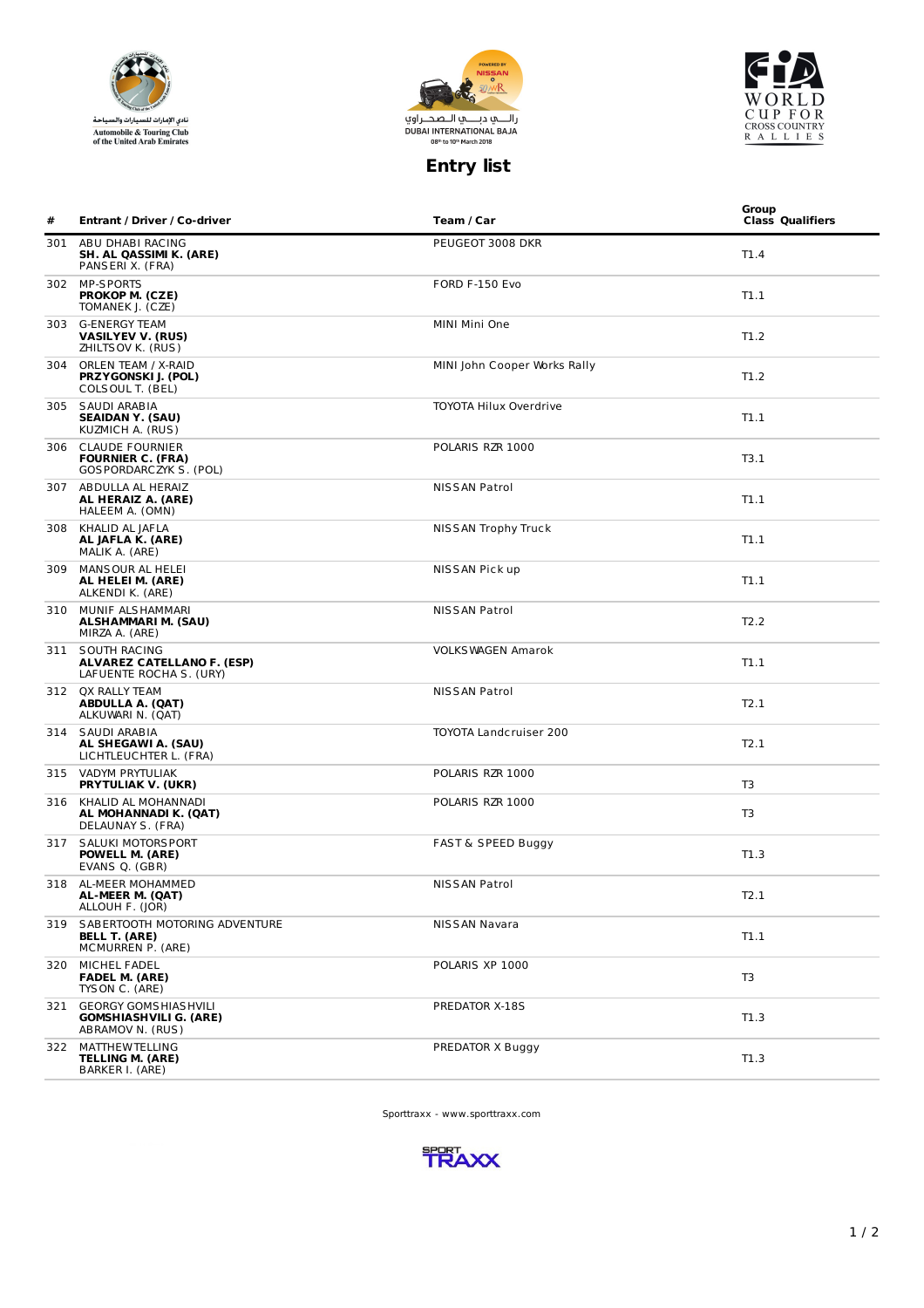نادي الإمارات للسيارات والسياحة
Automobile & Touring Club of the United Arab Emirates

رالـــي دبـــي الـصحـــراوي
DUBAI INTERNATIONAL BAJA
08th to 10th March 2018

WORLD CUP FOR CROSS COUNTRY RALLIES

# Entry list

| # | Entrant / Driver / Co-driver | Team / Car | Group Class | Qualifiers |
|---|---|---|---|---|
| 301 | ABU DHABI RACING<br>**SH. AL QASSIMI K. (ARE)**<br>PANSERI X. (FRA) | PEUGEOT 3008 DKR | T1.4 | |
| 302 | MP-SPORTS<br>**PROKOP M. (CZE)**<br>TOMANEK J. (CZE) | FORD F-150 Evo | T1.1 | |
| 303 | G-ENERGY TEAM<br>**VASILYEV V. (RUS)**<br>ZHILTSOV K. (RUS) | MINI Mini One | T1.2 | |
| 304 | ORLEN TEAM / X-RAID<br>**PRZYGONSKI J. (POL)**<br>COLSOUL T. (BEL) | MINI John Cooper Works Rally | T1.2 | |
| 305 | SAUDI ARABIA<br>**SEAIDAN Y. (SAU)**<br>KUZMICH A. (RUS) | TOYOTA Hilux Overdrive | T1.1 | |
| 306 | CLAUDE FOURNIER<br>**FOURNIER C. (FRA)**<br>GOSPORDARCZYK S. (POL) | POLARIS RZR 1000 | T3.1 | |
| 307 | ABDULLA AL HERAIZ<br>**AL HERAIZ A. (ARE)**<br>HALEEM A. (OMN) | NISSAN Patrol | T1.1 | |
| 308 | KHALID AL JAFLA<br>**AL JAFLA K. (ARE)**<br>MALIK A. (ARE) | NISSAN Trophy Truck | T1.1 | |
| 309 | MANSOUR AL HELEI<br>**AL HELEI M. (ARE)**<br>ALKENDI K. (ARE) | NISSAN Pick up | T1.1 | |
| 310 | MUNIF ALSHAMMARI<br>**ALSHAMMARI M. (SAU)**<br>MIRZA A. (ARE) | NISSAN Patrol | T2.2 | |
| 311 | SOUTH RACING<br>**ALVAREZ CATELLANO F. (ESP)**<br>LAFUENTE ROCHA S. (URY) | VOLKSWAGEN Amarok | T1.1 | |
| 312 | QX RALLY TEAM<br>**ABDULLA A. (QAT)**<br>ALKUWARI N. (QAT) | NISSAN Patrol | T2.1 | |
| 314 | SAUDI ARABIA<br>**AL SHEGAWI A. (SAU)**<br>LICHTLEUCHTER L. (FRA) | TOYOTA Landcruiser 200 | T2.1 | |
| 315 | VADYM PRYTULIAK<br>**PRYTULIAK V. (UKR)** | POLARIS RZR 1000 | T3 | |
| 316 | KHALID AL MOHANNADI<br>**AL MOHANNADI K. (QAT)**<br>DELAUNAY S. (FRA) | POLARIS RZR 1000 | T3 | |
| 317 | SALUKI MOTORSPORT<br>**POWELL M. (ARE)**<br>EVANS Q. (GBR) | FAST & SPEED Buggy | T1.3 | |
| 318 | AL-MEER MOHAMMED<br>**AL-MEER M. (QAT)**<br>ALLOUH F. (JOR) | NISSAN Patrol | T2.1 | |
| 319 | SABERTOOTH MOTORING ADVENTURE<br>**BELL T. (ARE)**<br>MCMURREN P. (ARE) | NISSAN Navara | T1.1 | |
| 320 | MICHEL FADEL<br>**FADEL M. (ARE)**<br>TYSON C. (ARE) | POLARIS XP 1000 | T3 | |
| 321 | GEORGY GOMSHIASHVILI<br>**GOMSHIASHVILI G. (ARE)**<br>ABRAMOV N. (RUS) | PREDATOR X-18S | T1.3 | |
| 322 | MATTHEW TELLING<br>**TELLING M. (ARE)**<br>BARKER I. (ARE) | PREDATOR X Buggy | T1.3 | |

Sporttraxx - www.sporttraxx.com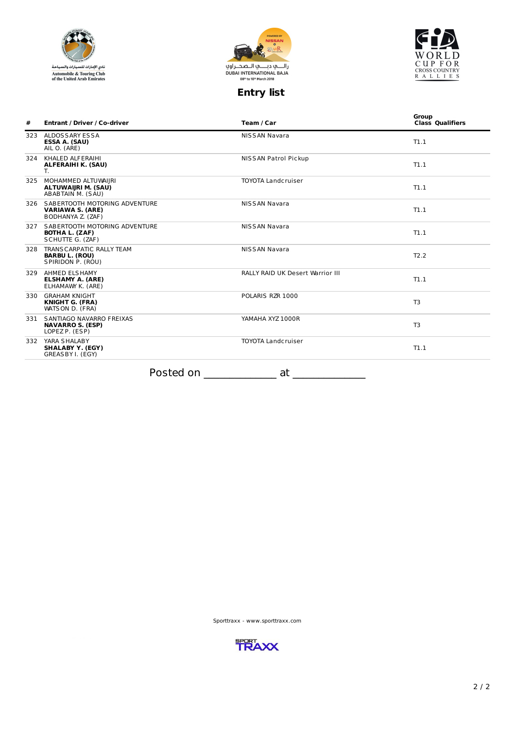نادي الإمارات للسيارات والسياحة
Automobile & Touring Club
of the United Arab Emirates

رالـــي دبـــي الـصحـــراوي
DUBAI INTERNATIONAL BAJA
08th to 10th March 2018

WORLD CUP FOR CROSS COUNTRY RALLIES

# Entry list

| # | Entrant / Driver / Co-driver | Team / Car | Group Class Qualifiers |
|---|---|---|---|
| 323 | ALDOSSARY ESSA<br>**ESSA A. (SAU)**<br>AIL O. (ARE) | NISSAN Navara | T1.1 |
| 324 | KHALED ALFERAIHI<br>**ALFERAIHI K. (SAU)**<br>T. | NISSAN Patrol Pickup | T1.1 |
| 325 | MOHAMMED ALTUWAIJRI<br>**ALTUWAIJRI M. (SAU)**<br>ABABTAIN M. (SAU) | TOYOTA Landcruiser | T1.1 |
| 326 | SABERTOOTH MOTORING ADVENTURE<br>**VARIAWA S. (ARE)**<br>BODHANYA Z. (ZAF) | NISSAN Navara | T1.1 |
| 327 | SABERTOOTH MOTORING ADVENTURE<br>**BOTHA L. (ZAF)**<br>SCHUTTE G. (ZAF) | NISSAN Navara | T1.1 |
| 328 | TRANSCARPATIC RALLY TEAM<br>**BARBU L. (ROU)**<br>SPIRIDON P. (ROU) | NISSAN Navara | T2.2 |
| 329 | AHMED ELSHAMY<br>**ELSHAMY A. (ARE)**<br>ELHAMAWY K. (ARE) | RALLY RAID UK Desert Warrior III | T1.1 |
| 330 | GRAHAM KNIGHT<br>**KNIGHT G. (FRA)**<br>WATSON D. (FRA) | POLARIS RZR 1000 | T3 |
| 331 | SANTIAGO NAVARRO FREIXAS<br>**NAVARRO S. (ESP)**<br>LOPEZ P. (ESP) | YAMAHA XYZ 1000R | T3 |
| 332 | YARA SHALABY<br>**SHALABY Y. (EGY)**<br>GREASBY I. (EGY) | TOYOTA Landcruiser | T1.1 |

Posted on ______________ at ______________

Sporttraxx - www.sporttraxx.com